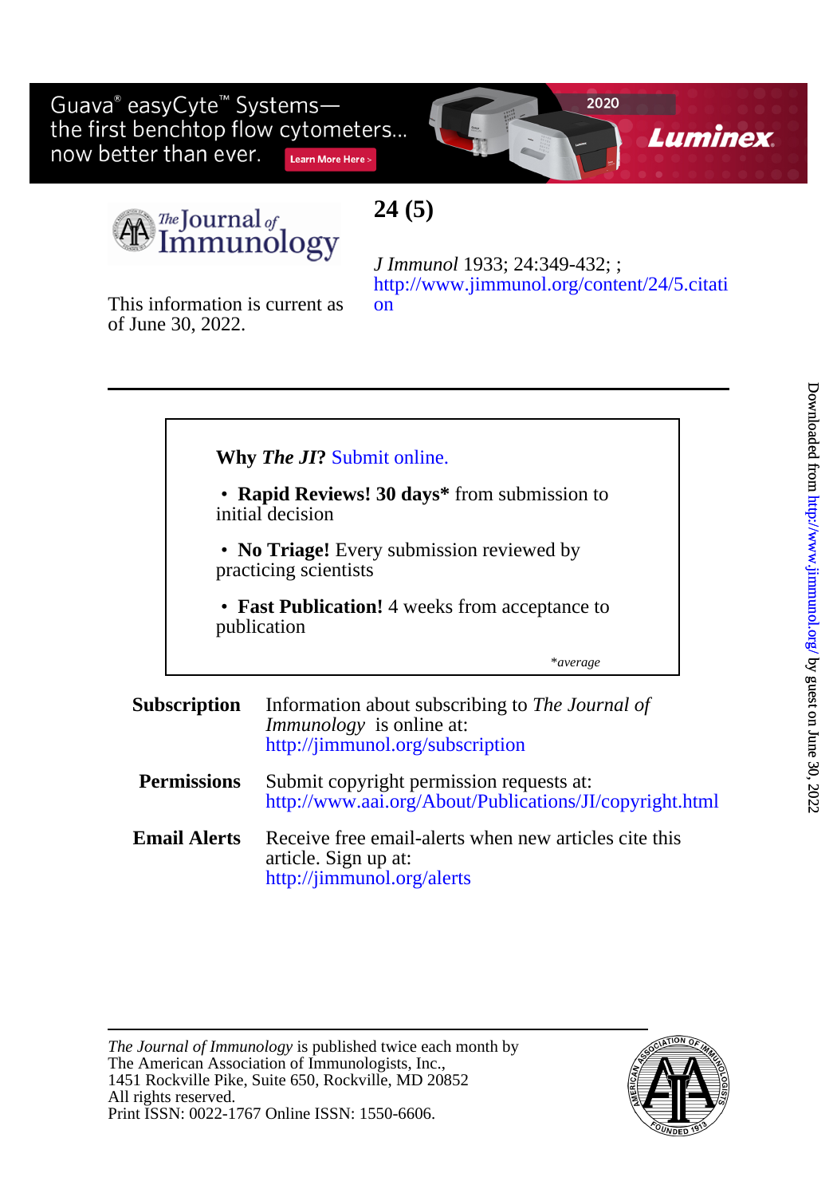Guava® easyCyte™ Systems—
the first benchtop flow cytometers...
now better than ever.

Learn More Here >

2020

Luminex

The Journal of Immunology

# 24 (5)

*J Immunol* 1933; 24:349-432; ;
http://www.jimmunol.org/content/24/5.citation

This information is current as of June 30, 2022.

---

**Why *The JI*?** Submit online.

- **Rapid Reviews! 30 days*** from submission to initial decision
- **No Triage!** Every submission reviewed by practicing scientists
- **Fast Publication!** 4 weeks from acceptance to publication

**average*

**Subscription** Information about subscribing to *The Journal of Immunology* is online at:
http://jimmunol.org/subscription

**Permissions** Submit copyright permission requests at:
http://www.aai.org/About/Publications/JI/copyright.html

**Email Alerts** Receive free email-alerts when new articles cite this article. Sign up at:
http://jimmunol.org/alerts

---

*The Journal of Immunology* is published twice each month by
The American Association of Immunologists, Inc.,
1451 Rockville Pike, Suite 650, Rockville, MD 20852
All rights reserved.
Print ISSN: 0022-1767 Online ISSN: 1550-6606.

Downloaded from http://www.jimmunol.org/ by guest on June 30, 2022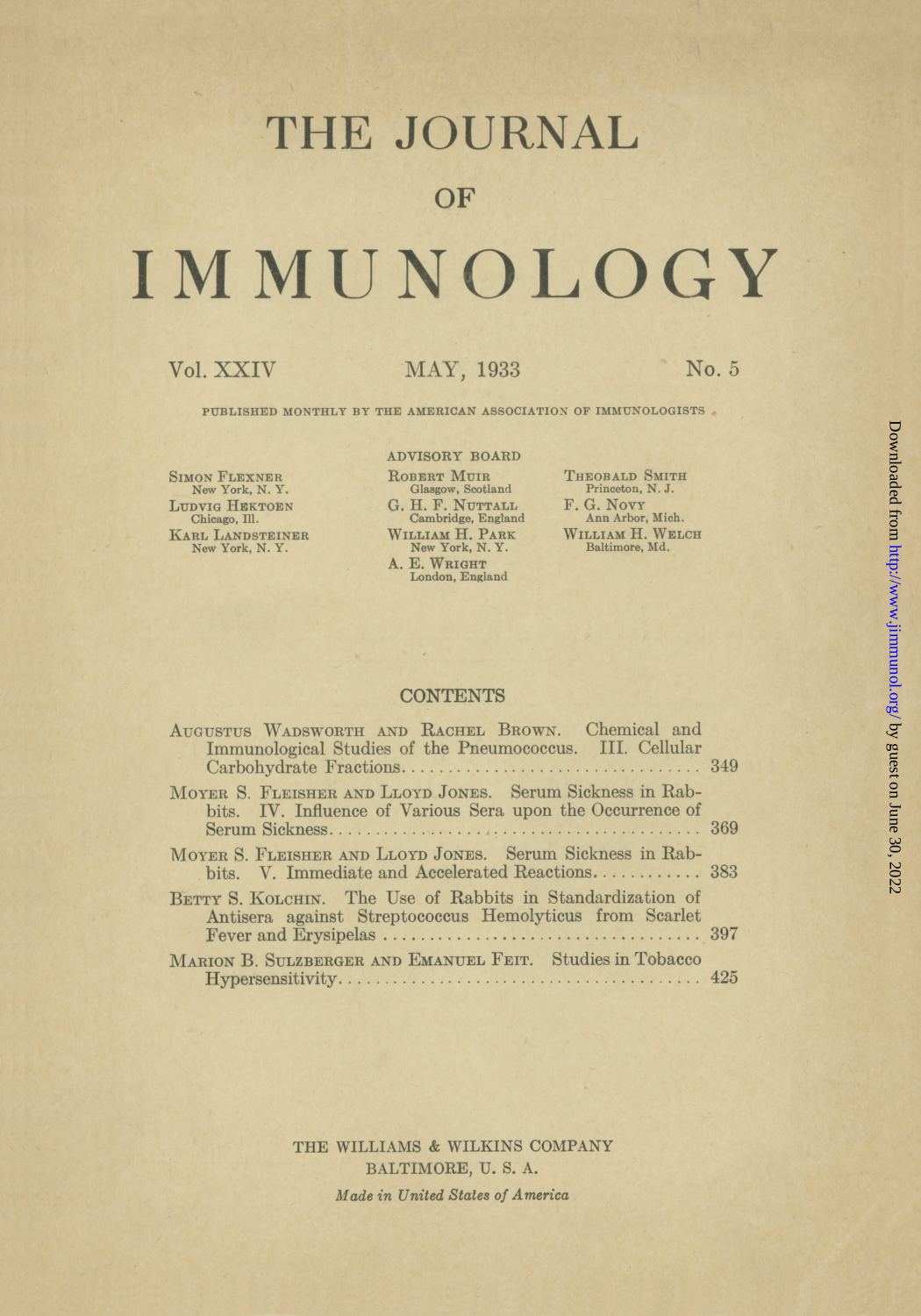# THE JOURNAL

## OF

# IMMUNOLOGY

Vol. XXIV MAY, 1933 No. 5

PUBLISHED MONTHLY BY THE AMERICAN ASSOCIATION OF IMMUNOLOGISTS

### ADVISORY BOARD

SIMON FLEXNER
New York, N. Y.

LUDVIG HEKTOEN
Chicago, Ill.

KARL LANDSTEINER
New York, N. Y.

ROBERT MUIR
Glasgow, Scotland

G. H. F. NUTTALL
Cambridge, England

WILLIAM H. PARK
New York, N. Y.

A. E. WRIGHT
London, England

THEOBALD SMITH
Princeton, N. J.

F. G. NOVY
Ann Arbor, Mich.

WILLIAM H. WELCH
Baltimore, Md.

## CONTENTS

AUGUSTUS WADSWORTH AND RACHEL BROWN. Chemical and Immunological Studies of the Pneumococcus. III. Cellular Carbohydrate Fractions .................................... 349

MOYER S. FLEISHER AND LLOYD JONES. Serum Sickness in Rabbits. IV. Influence of Various Sera upon the Occurrence of Serum Sickness .................................... 369

MOYER S. FLEISHER AND LLOYD JONES. Serum Sickness in Rabbits. V. Immediate and Accelerated Reactions .................................... 383

BETTY S. KOLCHIN. The Use of Rabbits in Standardization of Antisera against Streptococcus Hemolyticus from Scarlet Fever and Erysipelas .................................... 397

MARION B. SULZBERGER AND EMANUEL FEIT. Studies in Tobacco Hypersensitivity .................................... 425

THE WILLIAMS & WILKINS COMPANY
BALTIMORE, U. S. A.

*Made in United States of America*